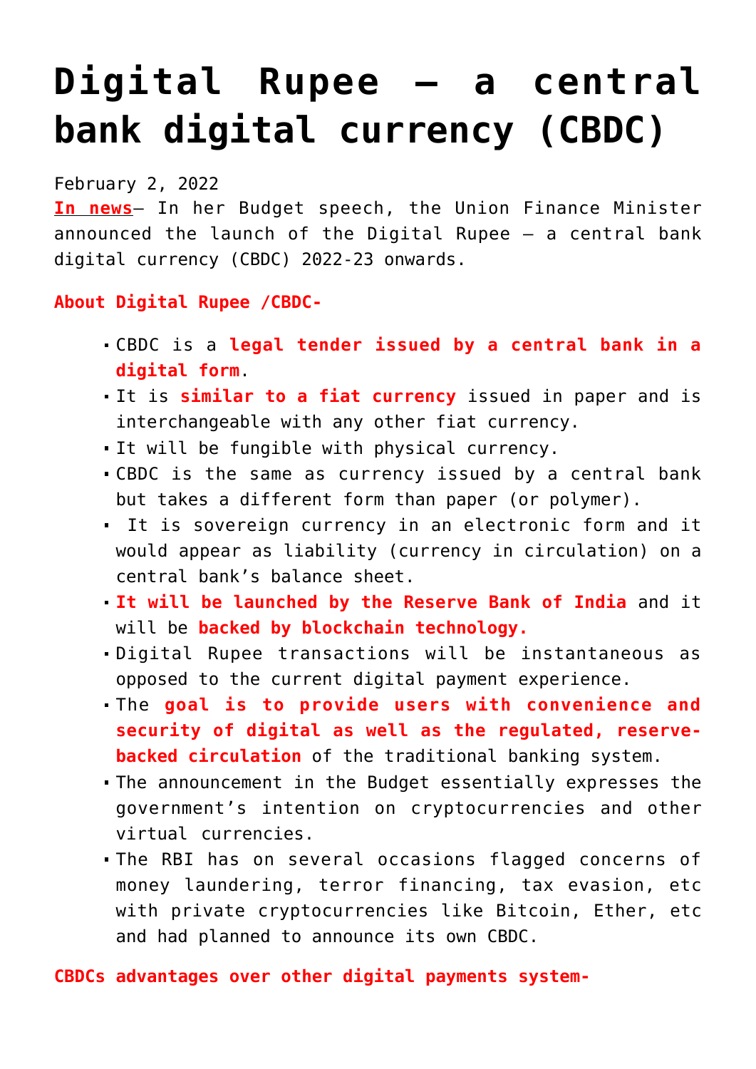# Digital Rupee – a central bank digital currency (CBDC)

February 2, 2022

**In news**– In her Budget speech, the Union Finance Minister announced the launch of the Digital Rupee – a central bank digital currency (CBDC) 2022-23 onwards.

**About Digital Rupee /CBDC-**

- CBDC is a **legal tender issued by a central bank in a digital form**.
- It is **similar to a fiat currency** issued in paper and is interchangeable with any other fiat currency.
- It will be fungible with physical currency.
- CBDC is the same as currency issued by a central bank but takes a different form than paper (or polymer).
- It is sovereign currency in an electronic form and it would appear as liability (currency in circulation) on a central bank's balance sheet.
- **It will be launched by the Reserve Bank of India** and it will be **backed by blockchain technology.**
- Digital Rupee transactions will be instantaneous as opposed to the current digital payment experience.
- The **goal is to provide users with convenience and security of digital as well as the regulated, reserve-backed circulation** of the traditional banking system.
- The announcement in the Budget essentially expresses the government's intention on cryptocurrencies and other virtual currencies.
- The RBI has on several occasions flagged concerns of money laundering, terror financing, tax evasion, etc with private cryptocurrencies like Bitcoin, Ether, etc and had planned to announce its own CBDC.

**CBDCs advantages over other digital payments system-**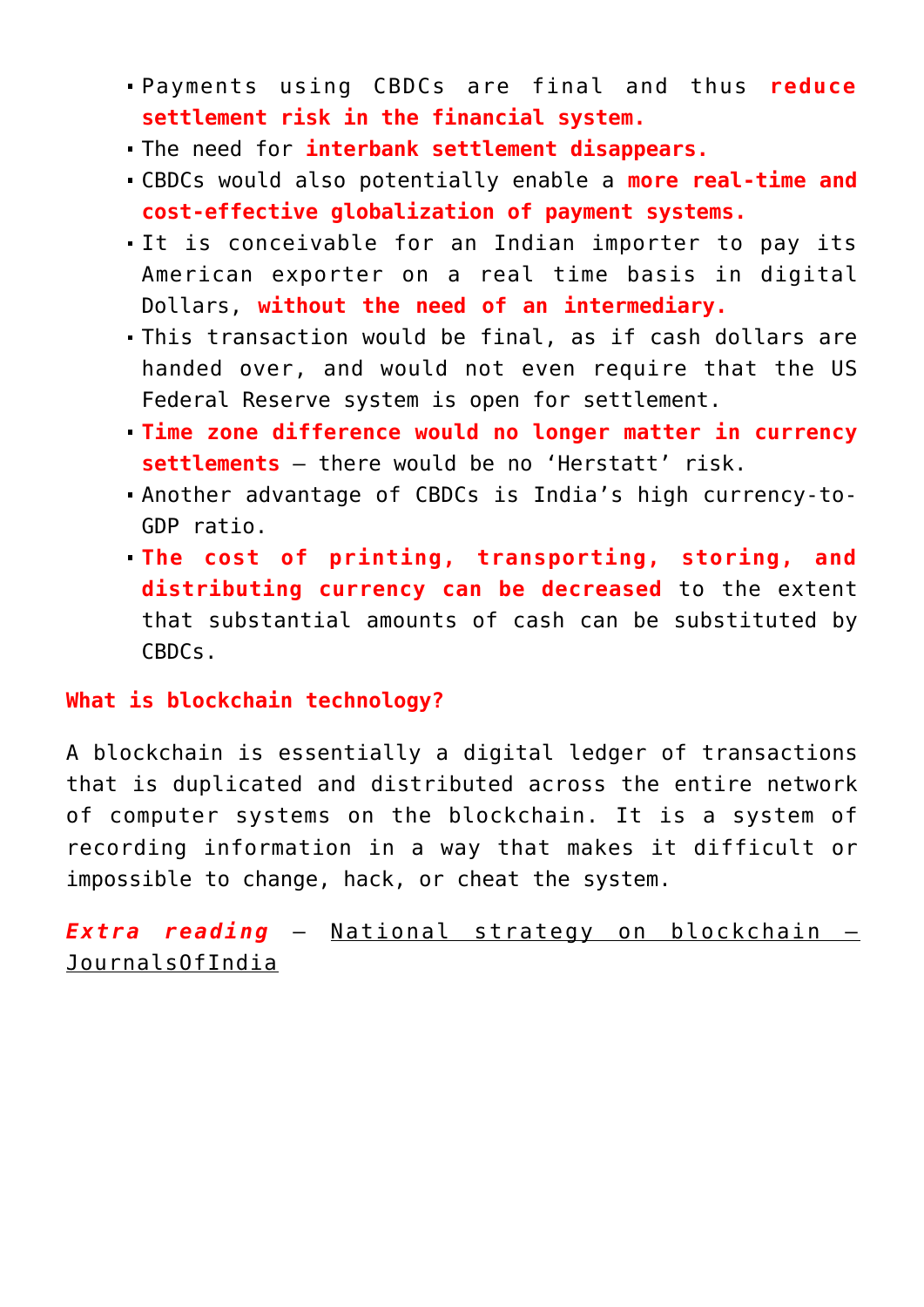- Payments using CBDCs are final and thus **reduce settlement risk in the financial system.**
- The need for **interbank settlement disappears.**
- CBDCs would also potentially enable a **more real-time and cost-effective globalization of payment systems.**
- It is conceivable for an Indian importer to pay its American exporter on a real time basis in digital Dollars, **without the need of an intermediary.**
- This transaction would be final, as if cash dollars are handed over, and would not even require that the US Federal Reserve system is open for settlement.
- **Time zone difference would no longer matter in currency settlements** – there would be no 'Herstatt' risk.
- Another advantage of CBDCs is India's high currency-to-GDP ratio.
- **The cost of printing, transporting, storing, and distributing currency can be decreased** to the extent that substantial amounts of cash can be substituted by CBDCs.

**What is blockchain technology?**

A blockchain is essentially a digital ledger of transactions that is duplicated and distributed across the entire network of computer systems on the blockchain. It is a system of recording information in a way that makes it difficult or impossible to change, hack, or cheat the system.

***Extra reading*** – National strategy on blockchain – JournalsOfIndia